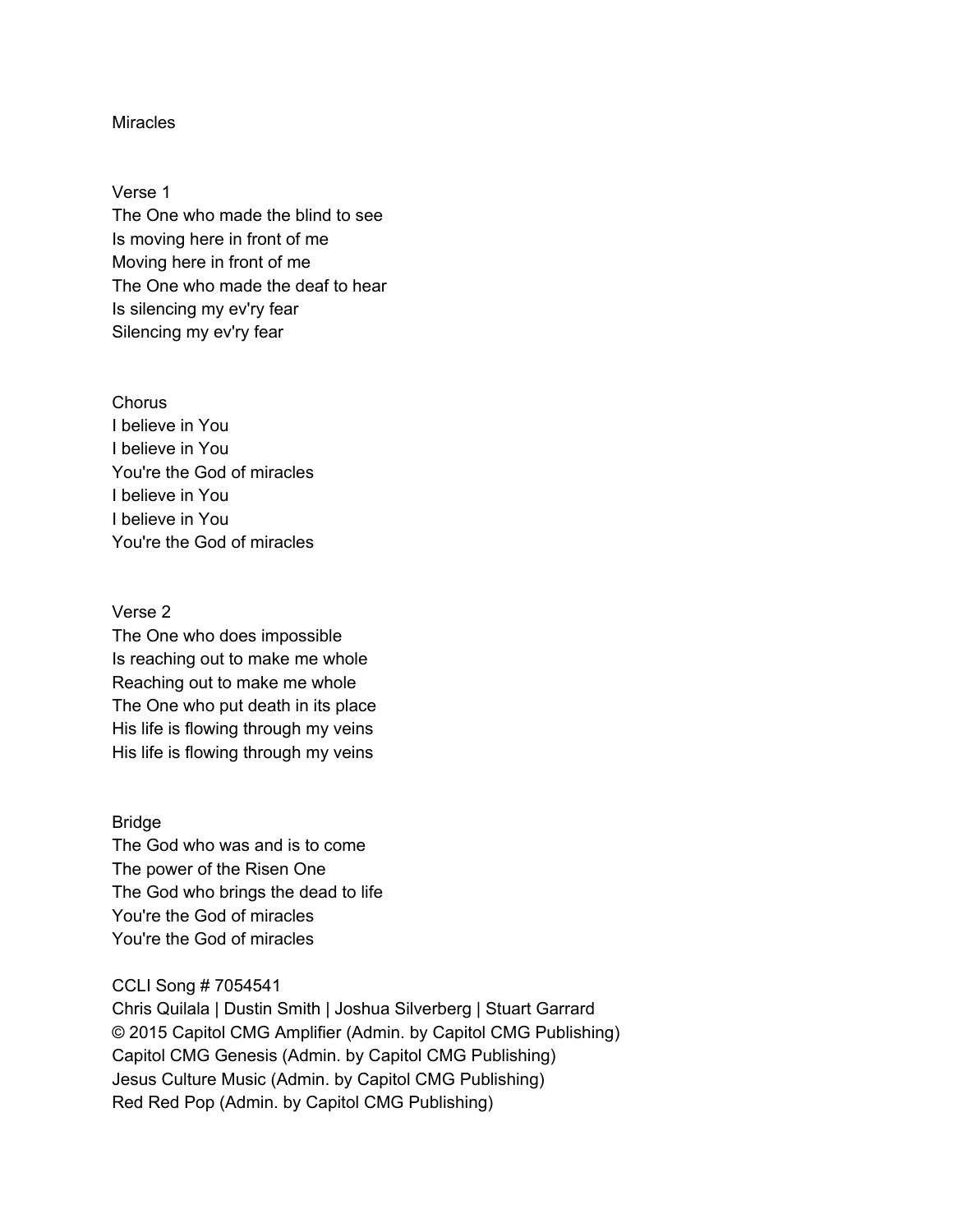# Miracles

## Verse 1

The One who made the blind to see
Is moving here in front of me
Moving here in front of me
The One who made the deaf to hear
Is silencing my ev'ry fear
Silencing my ev'ry fear

## Chorus

I believe in You
I believe in You
You're the God of miracles
I believe in You
I believe in You
You're the God of miracles

## Verse 2

The One who does impossible
Is reaching out to make me whole
Reaching out to make me whole
The One who put death in its place
His life is flowing through my veins
His life is flowing through my veins

## Bridge

The God who was and is to come
The power of the Risen One
The God who brings the dead to life
You're the God of miracles
You're the God of miracles

CCLI Song # 7054541
Chris Quilala | Dustin Smith | Joshua Silverberg | Stuart Garrard
© 2015 Capitol CMG Amplifier (Admin. by Capitol CMG Publishing)
Capitol CMG Genesis (Admin. by Capitol CMG Publishing)
Jesus Culture Music (Admin. by Capitol CMG Publishing)
Red Red Pop (Admin. by Capitol CMG Publishing)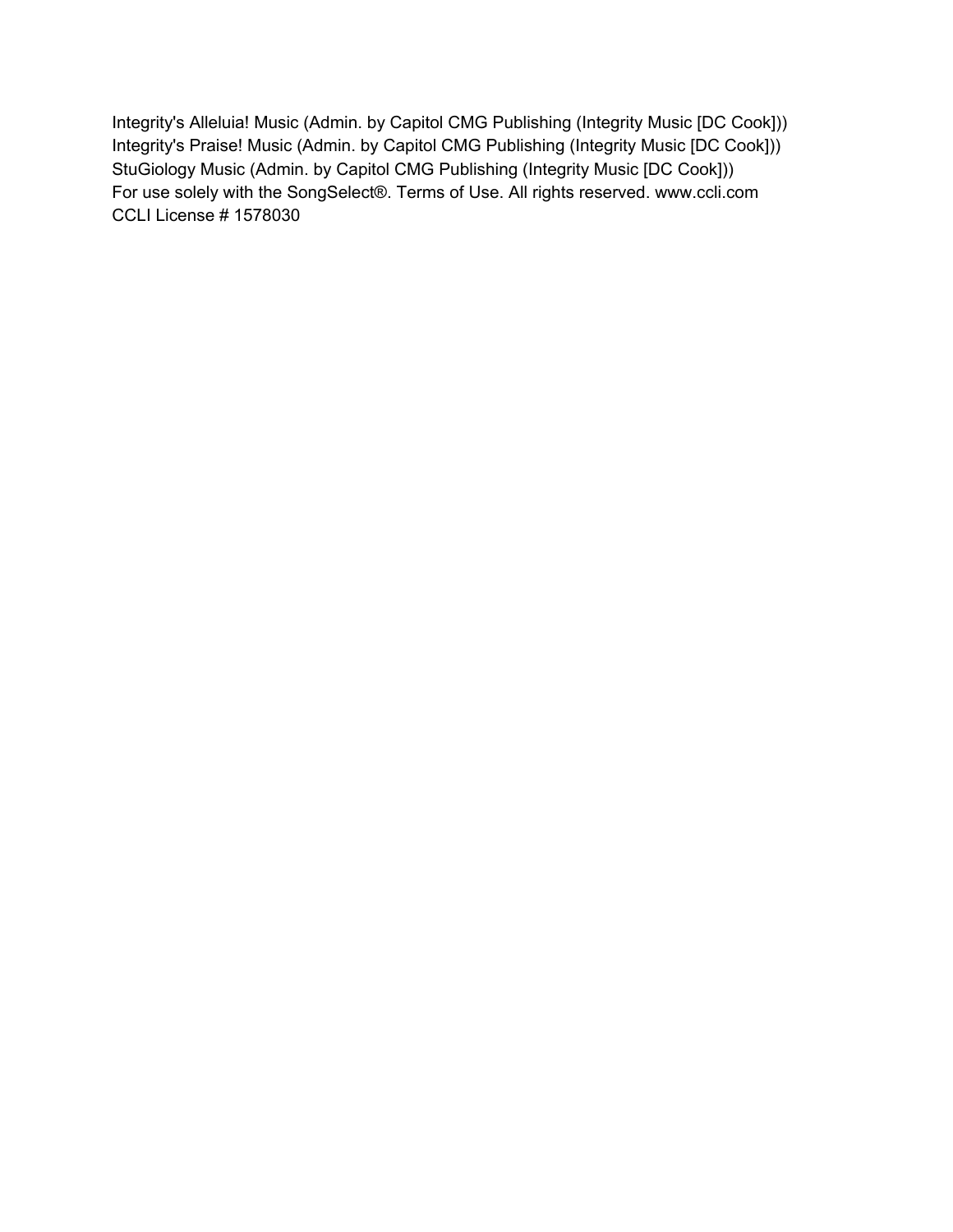Integrity's Alleluia! Music (Admin. by Capitol CMG Publishing (Integrity Music [DC Cook]))
Integrity's Praise! Music (Admin. by Capitol CMG Publishing (Integrity Music [DC Cook]))
StuGiology Music (Admin. by Capitol CMG Publishing (Integrity Music [DC Cook]))
For use solely with the SongSelect®. Terms of Use. All rights reserved. www.ccli.com
CCLI License # 1578030